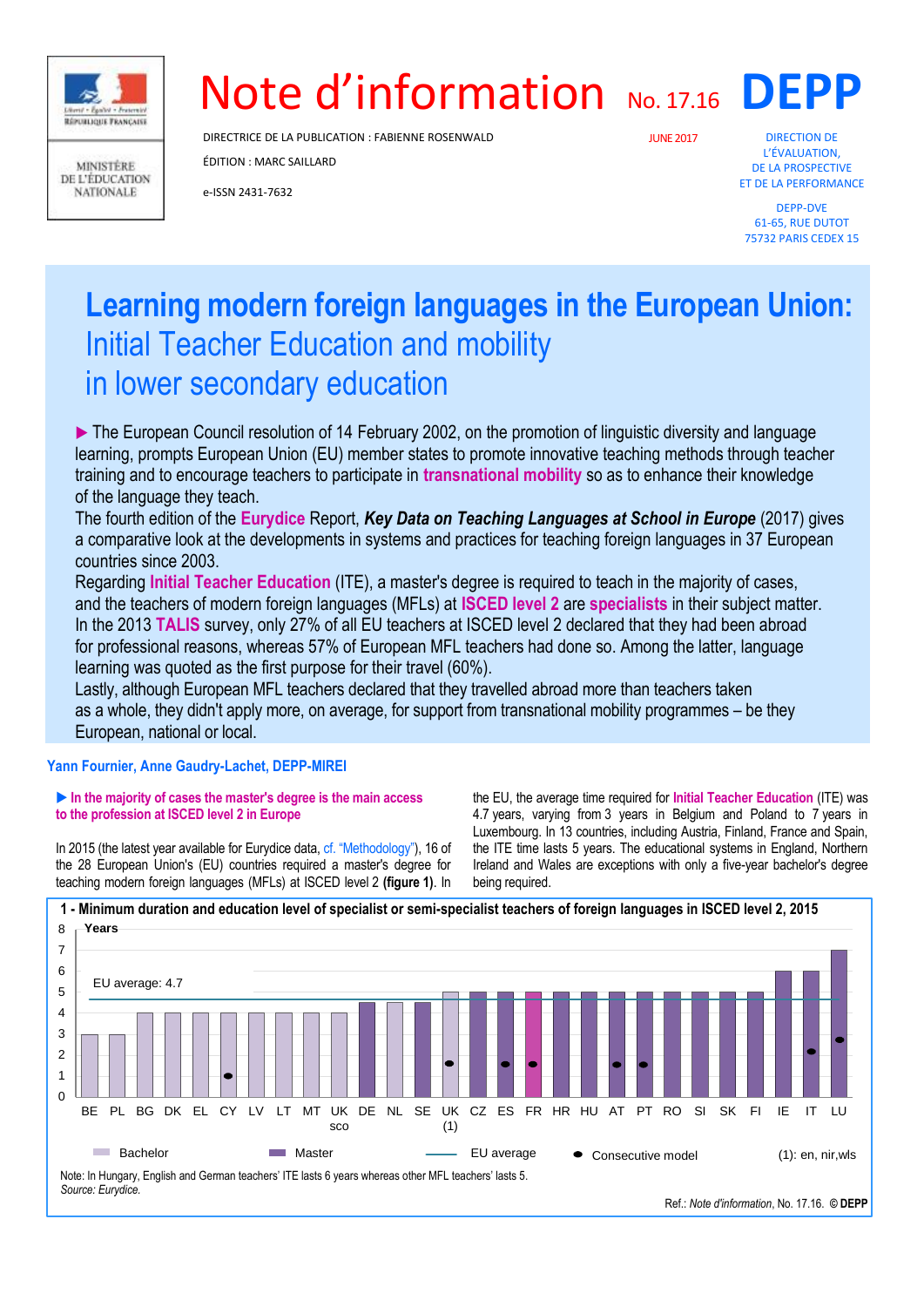# Note d'information No. 17.16 DEPP

DIRECTRICE DE LA PUBLICATION : FABIENNE ROSENWALD

ÉDITION : MARC SAILLARD

e-ISSN 2431-7632

JUNE 2017

DIRECTION DE L'ÉVALUATION, DE LA PROSPECTIVE ET DE LA PERFORMANCE

DEPP-DVE
61-65, RUE DUTOT
75732 PARIS CEDEX 15

# Learning modern foreign languages in the European Union: Initial Teacher Education and mobility in lower secondary education

▶ The European Council resolution of 14 February 2002, on the promotion of linguistic diversity and language learning, prompts European Union (EU) member states to promote innovative teaching methods through teacher training and to encourage teachers to participate in **transnational mobility** so as to enhance their knowledge of the language they teach.

The fourth edition of the **Eurydice** Report, ***Key Data on Teaching Languages at School in Europe*** (2017) gives a comparative look at the developments in systems and practices for teaching foreign languages in 37 European countries since 2003.

Regarding **Initial Teacher Education** (ITE), a master's degree is required to teach in the majority of cases, and the teachers of modern foreign languages (MFLs) at **ISCED level 2** are **specialists** in their subject matter.

In the 2013 **TALIS** survey, only 27% of all EU teachers at ISCED level 2 declared that they had been abroad for professional reasons, whereas 57% of European MFL teachers had done so. Among the latter, language learning was quoted as the first purpose for their travel (60%).

Lastly, although European MFL teachers declared that they travelled abroad more than teachers taken as a whole, they didn't apply more, on average, for support from transnational mobility programmes – be they European, national or local.

**Yann Fournier, Anne Gaudry-Lachet, DEPP-MIREI**

### ▶ In the majority of cases the master's degree is the main access to the profession at ISCED level 2 in Europe

In 2015 (the latest year available for Eurydice data, cf. "Methodology"), 16 of the 28 European Union's (EU) countries required a master's degree for teaching modern foreign languages (MFLs) at ISCED level 2 (**figure 1**). In the EU, the average time required for **Initial Teacher Education** (ITE) was 4.7 years, varying from 3 years in Belgium and Poland to 7 years in Luxembourg. In 13 countries, including Austria, Finland, France and Spain, the ITE time lasts 5 years. The educational systems in England, Northern Ireland and Wales are exceptions with only a five-year bachelor's degree being required.

**1 - Minimum duration and education level of specialist or semi-specialist teachers of foreign languages in ISCED level 2, 2015**

Years; EU average: 4.7

| Country | Years | Level | Consecutive model |
|---|---|---|---|
| BE | 3 | Bachelor | |
| PL | 3 | Bachelor | |
| BG | 4 | Bachelor | |
| DK | 4 | Bachelor | |
| EL | 4 | Bachelor | |
| CY | 4 | Bachelor | ● |
| LV | 4 | Bachelor | |
| LT | 4 | Bachelor | |
| MT | 4 | Bachelor | |
| UK sco | 4 | Bachelor | |
| DE | 4.5 | Master | |
| NL | 4.5 | Bachelor | |
| SE | 4.5 | Master | |
| UK (1) | 5 | Bachelor | ● |
| CZ | 5 | Master | |
| ES | 5 | Master | ● |
| FR | 5 | Master | ● |
| HR | 5 | Master | |
| HU | 5 | Master | |
| AT | 5 | Master | ● |
| PT | 5 | Master | ● |
| RO | 5 | Master | |
| SI | 5 | Master | |
| SK | 5 | Master | |
| FI | 5 | Master | |
| IE | 6 | Master | |
| IT | 6 | Master | ● |
| LU | 7 | Master | ● |

(1): en, nir,wls

Note: In Hungary, English and German teachers' ITE lasts 6 years whereas other MFL teachers' lasts 5.
*Source: Eurydice.*

Ref.: *Note d'information*, No. 17.16. © DEPP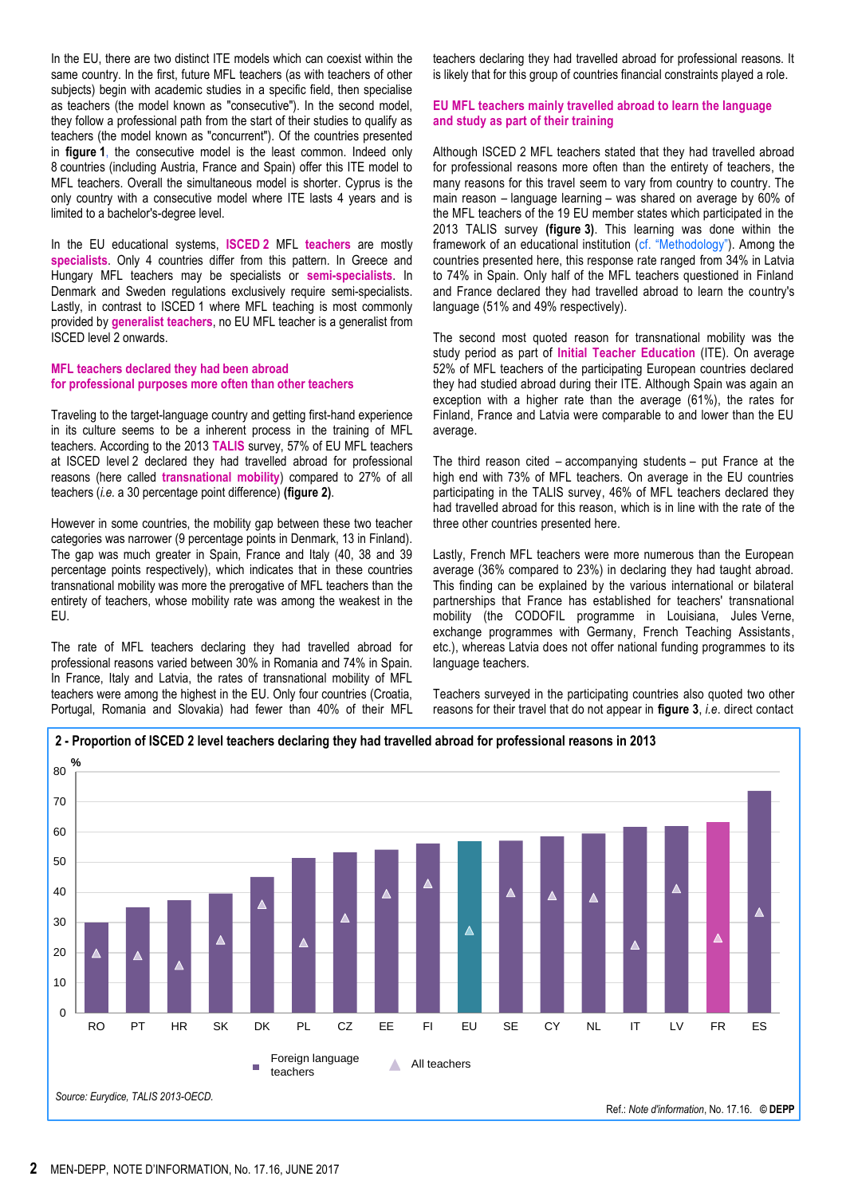In the EU, there are two distinct ITE models which can coexist within the same country. In the first, future MFL teachers (as with teachers of other subjects) begin with academic studies in a specific field, then specialise as teachers (the model known as "consecutive"). In the second model, they follow a professional path from the start of their studies to qualify as teachers (the model known as "concurrent"). Of the countries presented in **figure 1**, the consecutive model is the least common. Indeed only 8 countries (including Austria, France and Spain) offer this ITE model to MFL teachers. Overall the simultaneous model is shorter. Cyprus is the only country with a consecutive model where ITE lasts 4 years and is limited to a bachelor's-degree level.

In the EU educational systems, **ISCED 2** MFL **teachers** are mostly **specialists**. Only 4 countries differ from this pattern. In Greece and Hungary MFL teachers may be specialists or **semi-specialists**. In Denmark and Sweden regulations exclusively require semi-specialists. Lastly, in contrast to ISCED 1 where MFL teaching is most commonly provided by **generalist teachers**, no EU MFL teacher is a generalist from ISCED level 2 onwards.

### MFL teachers declared they had been abroad for professional purposes more often than other teachers

Traveling to the target-language country and getting first-hand experience in its culture seems to be a inherent process in the training of MFL teachers. According to the 2013 **TALIS** survey, 57% of EU MFL teachers at ISCED level 2 declared they had travelled abroad for professional reasons (here called **transnational mobility**) compared to 27% of all teachers (*i.e.* a 30 percentage point difference) **(figure 2)**.

However in some countries, the mobility gap between these two teacher categories was narrower (9 percentage points in Denmark, 13 in Finland). The gap was much greater in Spain, France and Italy (40, 38 and 39 percentage points respectively), which indicates that in these countries transnational mobility was more the prerogative of MFL teachers than the entirety of teachers, whose mobility rate was among the weakest in the EU.

The rate of MFL teachers declaring they had travelled abroad for professional reasons varied between 30% in Romania and 74% in Spain. In France, Italy and Latvia, the rates of transnational mobility of MFL teachers were among the highest in the EU. Only four countries (Croatia, Portugal, Romania and Slovakia) had fewer than 40% of their MFL teachers declaring they had travelled abroad for professional reasons. It is likely that for this group of countries financial constraints played a role.

### EU MFL teachers mainly travelled abroad to learn the language and study as part of their training

Although ISCED 2 MFL teachers stated that they had travelled abroad for professional reasons more often than the entirety of teachers, the many reasons for this travel seem to vary from country to country. The main reason – language learning – was shared on average by 60% of the MFL teachers of the 19 EU member states which participated in the 2013 TALIS survey **(figure 3)**. This learning was done within the framework of an educational institution (cf. "Methodology"). Among the countries presented here, this response rate ranged from 34% in Latvia to 74% in Spain. Only half of the MFL teachers questioned in Finland and France declared they had travelled abroad to learn the country's language (51% and 49% respectively).

The second most quoted reason for transnational mobility was the study period as part of **Initial Teacher Education** (ITE). On average 52% of MFL teachers of the participating European countries declared they had studied abroad during their ITE. Although Spain was again an exception with a higher rate than the average (61%), the rates for Finland, France and Latvia were comparable to and lower than the EU average.

The third reason cited – accompanying students – put France at the high end with 73% of MFL teachers. On average in the EU countries participating in the TALIS survey, 46% of MFL teachers declared they had travelled abroad for this reason, which is in line with the rate of the three other countries presented here.

Lastly, French MFL teachers were more numerous than the European average (36% compared to 23%) in declaring they had taught abroad. This finding can be explained by the various international or bilateral partnerships that France has established for teachers' transnational mobility (the CODOFIL programme in Louisiana, Jules Verne, exchange programmes with Germany, French Teaching Assistants, etc.), whereas Latvia does not offer national funding programmes to its language teachers.

Teachers surveyed in the participating countries also quoted two other reasons for their travel that do not appear in **figure 3**, *i.e.* direct contact

**2 - Proportion of ISCED 2 level teachers declaring they had travelled abroad for professional reasons in 2013**

%

Countries: RO, PT, HR, SK, DK, PL, CZ, EE, FI, EU, SE, CY, NL, IT, LV, FR, ES

Legend: Foreign language teachers; All teachers

*Source: Eurydice, TALIS 2013-OECD.*

Ref.: *Note d'information*, No. 17.16. © DEPP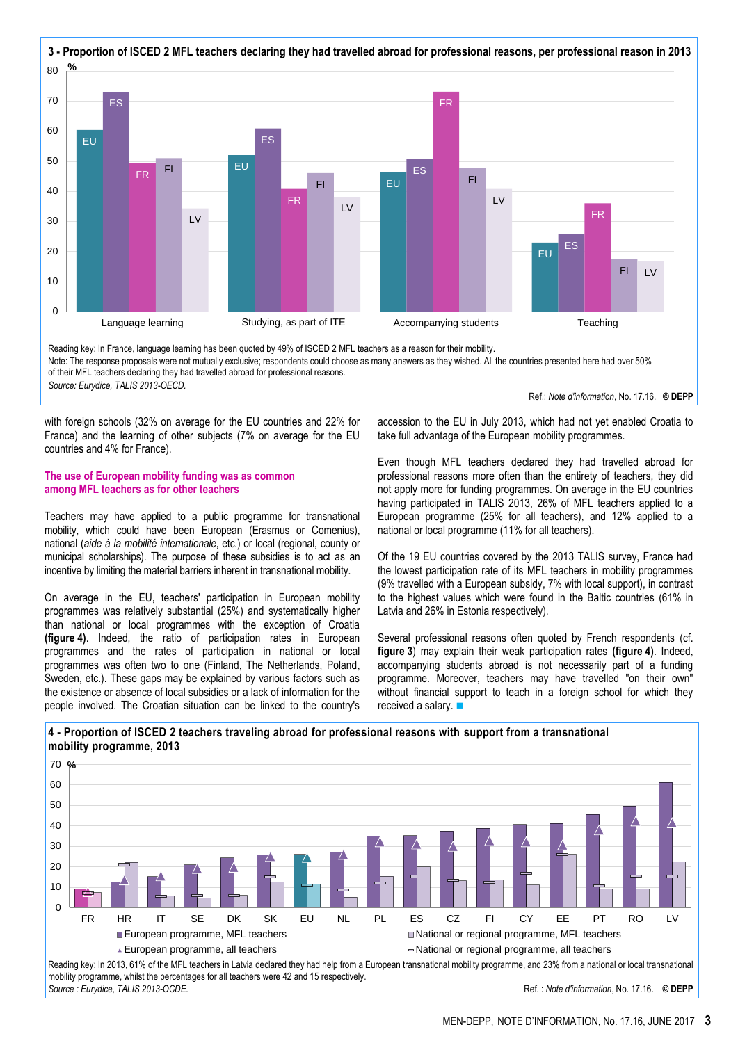**3 - Proportion of ISCED 2 MFL teachers declaring they had travelled abroad for professional reasons, per professional reason in 2013**

Reading key: In France, language learning has been quoted by 49% of ISCED 2 MFL teachers as a reason for their mobility.
Note: The response proposals were not mutually exclusive; respondents could choose as many answers as they wished. All the countries presented here had over 50% of their MFL teachers declaring they had travelled abroad for professional reasons.
*Source: Eurydice, TALIS 2013-OECD.*

Ref.: *Note d'information*, No. 17.16. © DEPP

with foreign schools (32% on average for the EU countries and 22% for France) and the learning of other subjects (7% on average for the EU countries and 4% for France).

## The use of European mobility funding was as common among MFL teachers as for other teachers

Teachers may have applied to a public programme for transnational mobility, which could have been European (Erasmus or Comenius), national (*aide à la mobilité internationale*, etc.) or local (regional, county or municipal scholarships). The purpose of these subsidies is to act as an incentive by limiting the material barriers inherent in transnational mobility.

On average in the EU, teachers' participation in European mobility programmes was relatively substantial (25%) and systematically higher than national or local programmes with the exception of Croatia **(figure 4)**. Indeed, the ratio of participation rates in European programmes and the rates of participation in national or local programmes was often two to one (Finland, The Netherlands, Poland, Sweden, etc.). These gaps may be explained by various factors such as the existence or absence of local subsidies or a lack of information for the people involved. The Croatian situation can be linked to the country's accession to the EU in July 2013, which had not yet enabled Croatia to take full advantage of the European mobility programmes.

Even though MFL teachers declared they had travelled abroad for professional reasons more often than the entirety of teachers, they did not apply more for funding programmes. On average in the EU countries having participated in TALIS 2013, 26% of MFL teachers applied to a European programme (25% for all teachers), and 12% applied to a national or local programme (11% for all teachers).

Of the 19 EU countries covered by the 2013 TALIS survey, France had the lowest participation rate of its MFL teachers in mobility programmes (9% travelled with a European subsidy, 7% with local support), in contrast to the highest values which were found in the Baltic countries (61% in Latvia and 26% in Estonia respectively).

Several professional reasons often quoted by French respondents (cf. **figure 3**) may explain their weak participation rates **(figure 4)**. Indeed, accompanying students abroad is not necessarily part of a funding programme. Moreover, teachers may have travelled "on their own" without financial support to teach in a foreign school for which they received a salary. ■

**4 - Proportion of ISCED 2 teachers traveling abroad for professional reasons with support from a transnational mobility programme, 2013**

Reading key: In 2013, 61% of the MFL teachers in Latvia declared they had help from a European transnational mobility programme, and 23% from a national or local transnational mobility programme, whilst the percentages for all teachers were 42 and 15 respectively.
*Source : Eurydice, TALIS 2013-OCDE.*

Ref. : *Note d'information*, No. 17.16. © DEPP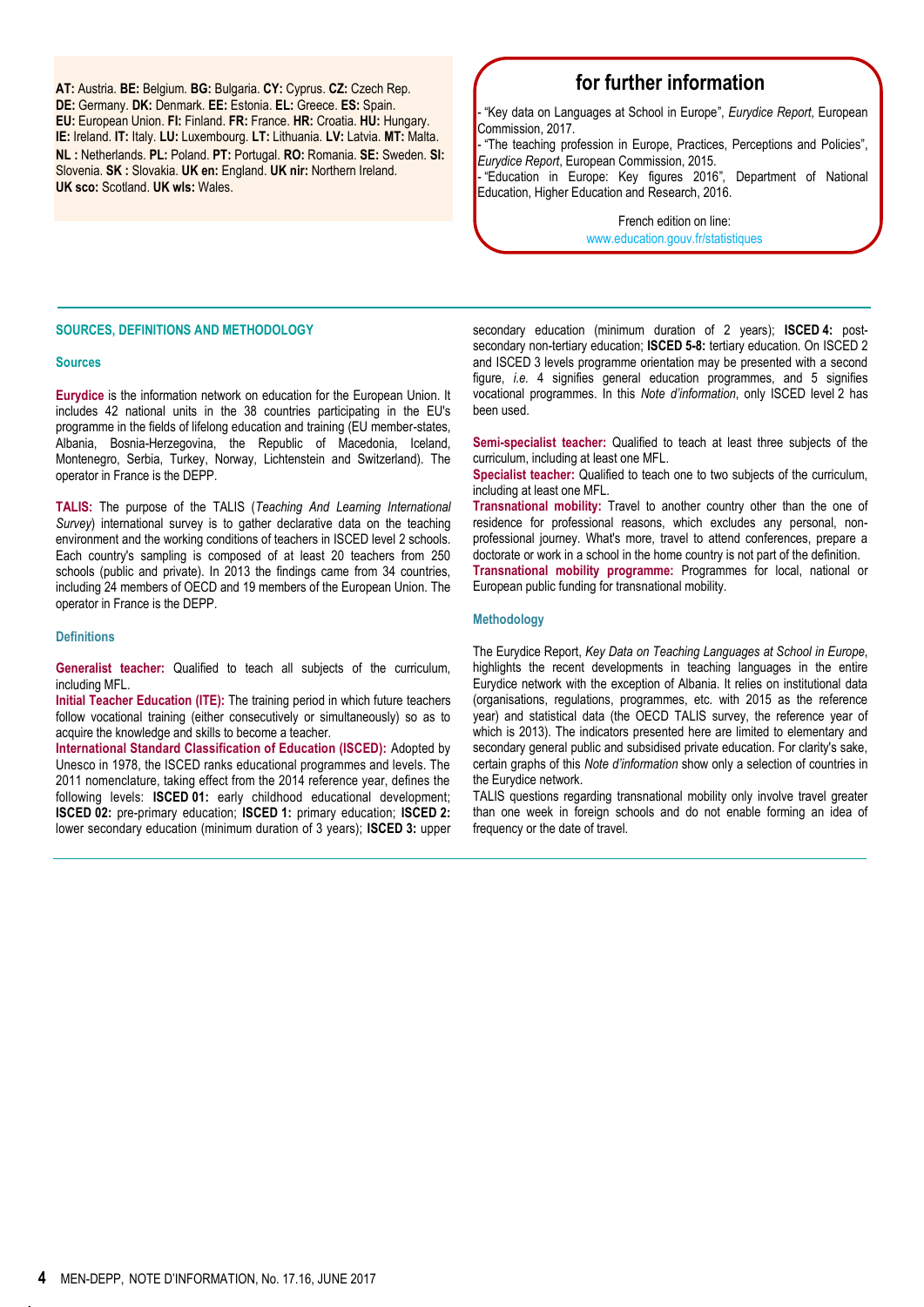**AT:** Austria. **BE:** Belgium. **BG:** Bulgaria. **CY:** Cyprus. **CZ:** Czech Rep. **DE:** Germany. **DK:** Denmark. **EE:** Estonia. **EL:** Greece. **ES:** Spain. **EU:** European Union. **FI:** Finland. **FR:** France. **HR:** Croatia. **HU:** Hungary. **IE:** Ireland. **IT:** Italy. **LU:** Luxembourg. **LT:** Lithuania. **LV:** Latvia. **MT:** Malta. **NL :** Netherlands. **PL:** Poland. **PT:** Portugal. **RO:** Romania. **SE:** Sweden. **SI:** Slovenia. **SK :** Slovakia. **UK en:** England. **UK nir:** Northern Ireland. **UK sco:** Scotland. **UK wls:** Wales.

## for further information

- "Key data on Languages at School in Europe", *Eurydice Report*, European Commission, 2017.
- "The teaching profession in Europe, Practices, Perceptions and Policies", *Eurydice Report*, European Commission, 2015.
- "Education in Europe: Key figures 2016", Department of National Education, Higher Education and Research, 2016.

French edition on line:
www.education.gouv.fr/statistiques

## SOURCES, DEFINITIONS AND METHODOLOGY

### Sources

**Eurydice** is the information network on education for the European Union. It includes 42 national units in the 38 countries participating in the EU's programme in the fields of lifelong education and training (EU member-states, Albania, Bosnia-Herzegovina, the Republic of Macedonia, Iceland, Montenegro, Serbia, Turkey, Norway, Lichtenstein and Switzerland). The operator in France is the DEPP.

**TALIS:** The purpose of the TALIS (*Teaching And Learning International Survey*) international survey is to gather declarative data on the teaching environment and the working conditions of teachers in ISCED level 2 schools. Each country's sampling is composed of at least 20 teachers from 250 schools (public and private). In 2013 the findings came from 34 countries, including 24 members of OECD and 19 members of the European Union. The operator in France is the DEPP.

### Definitions

**Generalist teacher:** Qualified to teach all subjects of the curriculum, including MFL.
**Initial Teacher Education (ITE):** The training period in which future teachers follow vocational training (either consecutively or simultaneously) so as to acquire the knowledge and skills to become a teacher.
**International Standard Classification of Education (ISCED):** Adopted by Unesco in 1978, the ISCED ranks educational programmes and levels. The 2011 nomenclature, taking effect from the 2014 reference year, defines the following levels: **ISCED 01:** early childhood educational development; **ISCED 02:** pre-primary education; **ISCED 1:** primary education; **ISCED 2:** lower secondary education (minimum duration of 3 years); **ISCED 3:** upper secondary education (minimum duration of 2 years); **ISCED 4:** post-secondary non-tertiary education; **ISCED 5-8:** tertiary education. On ISCED 2 and ISCED 3 levels programme orientation may be presented with a second figure, *i.e.* 4 signifies general education programmes, and 5 signifies vocational programmes. In this *Note d'information*, only ISCED level 2 has been used.

**Semi-specialist teacher:** Qualified to teach at least three subjects of the curriculum, including at least one MFL.
**Specialist teacher:** Qualified to teach one to two subjects of the curriculum, including at least one MFL.
**Transnational mobility:** Travel to another country other than the one of residence for professional reasons, which excludes any personal, non-professional journey. What's more, travel to attend conferences, prepare a doctorate or work in a school in the home country is not part of the definition.
**Transnational mobility programme:** Programmes for local, national or European public funding for transnational mobility.

### Methodology

The Eurydice Report, *Key Data on Teaching Languages at School in Europe*, highlights the recent developments in teaching languages in the entire Eurydice network with the exception of Albania. It relies on institutional data (organisations, regulations, programmes, etc. with 2015 as the reference year) and statistical data (the OECD TALIS survey, the reference year of which is 2013). The indicators presented here are limited to elementary and secondary general public and subsidised private education. For clarity's sake, certain graphs of this *Note d'information* show only a selection of countries in the Eurydice network.
TALIS questions regarding transnational mobility only involve travel greater than one week in foreign schools and do not enable forming an idea of frequency or the date of travel.